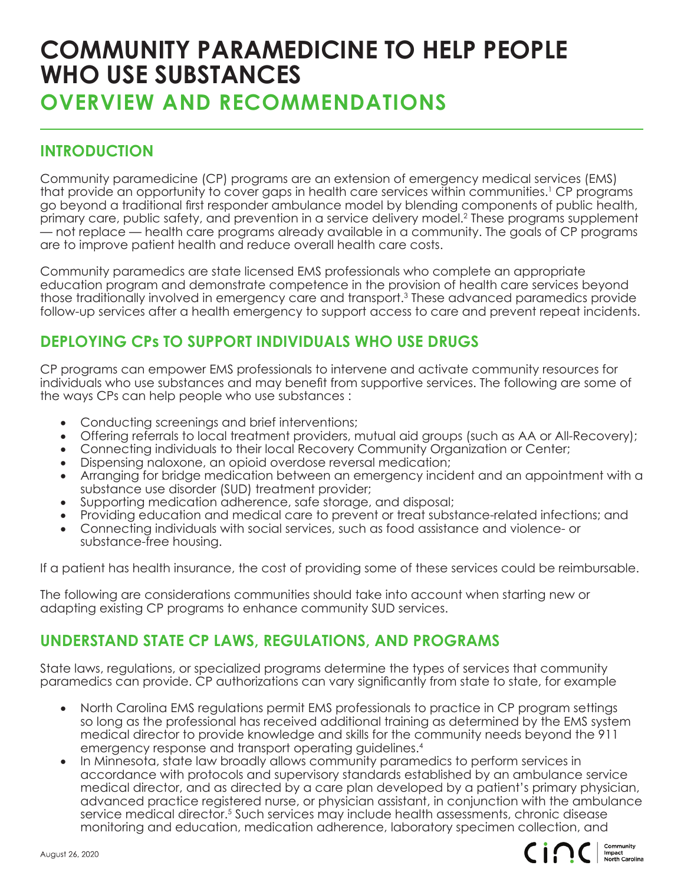# COMMUNITY PARAMEDICINE TO HELP PEOPLE WHO USE SUBSTANCES

## OVERVIEW AND RECOMMENDATIONS

## INTRODUCTION

Community paramedicine (CP) programs are an extension of emergency medical services (EMS) that provide an opportunity to cover gaps in health care services within communities.[1] CP programs go beyond a traditional first responder ambulance model by blending components of public health, primary care, public safety, and prevention in a service delivery model.[2] These programs supplement — not replace — health care programs already available in a community. The goals of CP programs are to improve patient health and reduce overall health care costs.

Community paramedics are state licensed EMS professionals who complete an appropriate education program and demonstrate competence in the provision of health care services beyond those traditionally involved in emergency care and transport.[3] These advanced paramedics provide follow-up services after a health emergency to support access to care and prevent repeat incidents.

## DEPLOYING CPs TO SUPPORT INDIVIDUALS WHO USE DRUGS

CP programs can empower EMS professionals to intervene and activate community resources for individuals who use substances and may benefit from supportive services. The following are some of the ways CPs can help people who use substances :

- Conducting screenings and brief interventions;
- Offering referrals to local treatment providers, mutual aid groups (such as AA or All-Recovery);
- Connecting individuals to their local Recovery Community Organization or Center;
- Dispensing naloxone, an opioid overdose reversal medication;
- Arranging for bridge medication between an emergency incident and an appointment with a substance use disorder (SUD) treatment provider;
- Supporting medication adherence, safe storage, and disposal;
- Providing education and medical care to prevent or treat substance-related infections; and
- Connecting individuals with social services, such as food assistance and violence- or substance-free housing.

If a patient has health insurance, the cost of providing some of these services could be reimbursable.

The following are considerations communities should take into account when starting new or adapting existing CP programs to enhance community SUD services.

## UNDERSTAND STATE CP LAWS, REGULATIONS, AND PROGRAMS

State laws, regulations, or specialized programs determine the types of services that community paramedics can provide. CP authorizations can vary significantly from state to state, for example

- North Carolina EMS regulations permit EMS professionals to practice in CP program settings so long as the professional has received additional training as determined by the EMS system medical director to provide knowledge and skills for the community needs beyond the 911 emergency response and transport operating guidelines.[4]
- In Minnesota, state law broadly allows community paramedics to perform services in accordance with protocols and supervisory standards established by an ambulance service medical director, and as directed by a care plan developed by a patient's primary physician, advanced practice registered nurse, or physician assistant, in conjunction with the ambulance service medical director.[5] Such services may include health assessments, chronic disease monitoring and education, medication adherence, laboratory specimen collection, and

August 26, 2020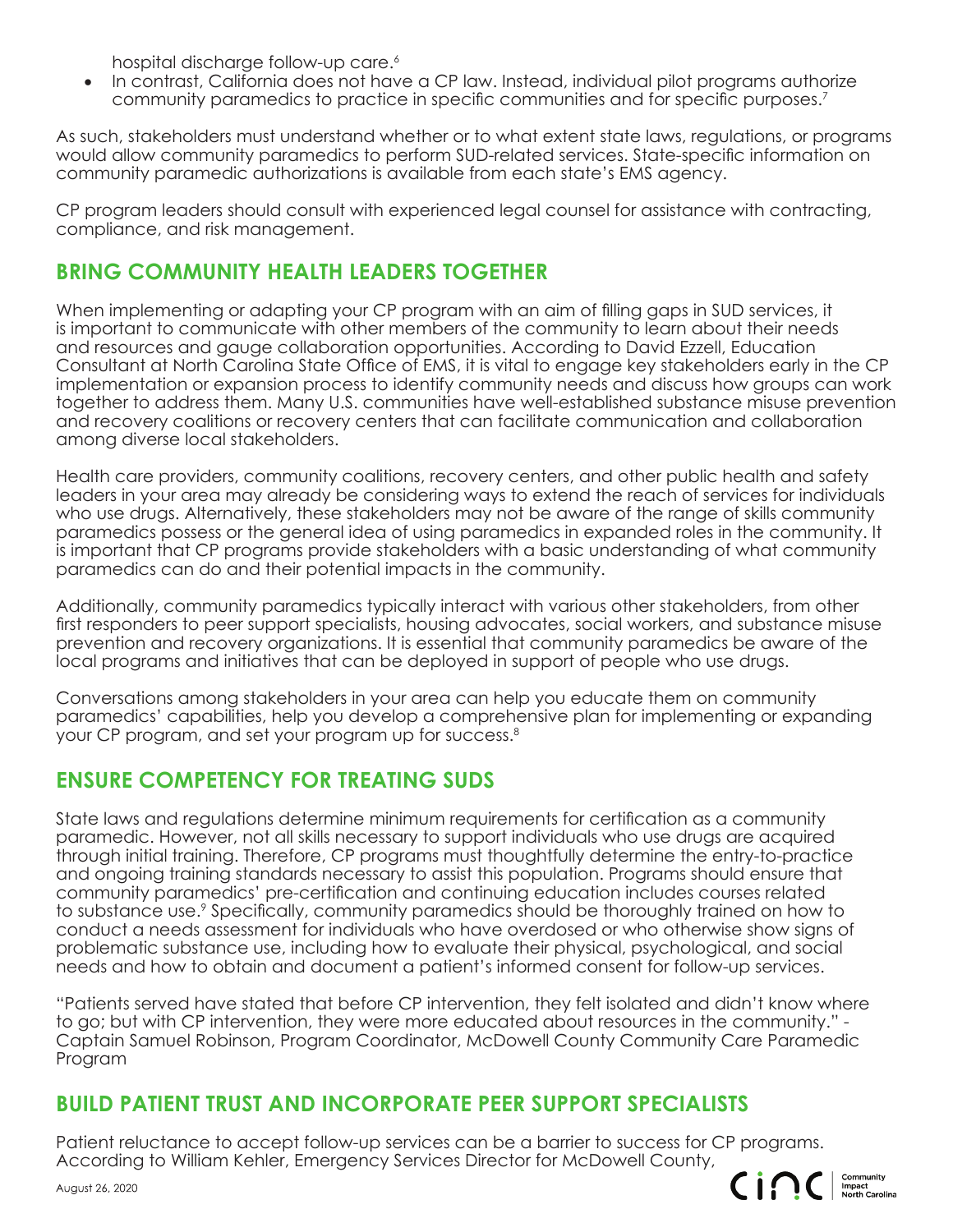hospital discharge follow-up care.[6]

- In contrast, California does not have a CP law. Instead, individual pilot programs authorize community paramedics to practice in specific communities and for specific purposes.[7]

As such, stakeholders must understand whether or to what extent state laws, regulations, or programs would allow community paramedics to perform SUD-related services. State-specific information on community paramedic authorizations is available from each state's EMS agency.

CP program leaders should consult with experienced legal counsel for assistance with contracting, compliance, and risk management.

## BRING COMMUNITY HEALTH LEADERS TOGETHER

When implementing or adapting your CP program with an aim of filling gaps in SUD services, it is important to communicate with other members of the community to learn about their needs and resources and gauge collaboration opportunities. According to David Ezzell, Education Consultant at North Carolina State Office of EMS, it is vital to engage key stakeholders early in the CP implementation or expansion process to identify community needs and discuss how groups can work together to address them. Many U.S. communities have well-established substance misuse prevention and recovery coalitions or recovery centers that can facilitate communication and collaboration among diverse local stakeholders.

Health care providers, community coalitions, recovery centers, and other public health and safety leaders in your area may already be considering ways to extend the reach of services for individuals who use drugs. Alternatively, these stakeholders may not be aware of the range of skills community paramedics possess or the general idea of using paramedics in expanded roles in the community. It is important that CP programs provide stakeholders with a basic understanding of what community paramedics can do and their potential impacts in the community.

Additionally, community paramedics typically interact with various other stakeholders, from other first responders to peer support specialists, housing advocates, social workers, and substance misuse prevention and recovery organizations. It is essential that community paramedics be aware of the local programs and initiatives that can be deployed in support of people who use drugs.

Conversations among stakeholders in your area can help you educate them on community paramedics' capabilities, help you develop a comprehensive plan for implementing or expanding your CP program, and set your program up for success.[8]

## ENSURE COMPETENCY FOR TREATING SUDS

State laws and regulations determine minimum requirements for certification as a community paramedic. However, not all skills necessary to support individuals who use drugs are acquired through initial training. Therefore, CP programs must thoughtfully determine the entry-to-practice and ongoing training standards necessary to assist this population. Programs should ensure that community paramedics' pre-certification and continuing education includes courses related to substance use.[9] Specifically, community paramedics should be thoroughly trained on how to conduct a needs assessment for individuals who have overdosed or who otherwise show signs of problematic substance use, including how to evaluate their physical, psychological, and social needs and how to obtain and document a patient's informed consent for follow-up services.

"Patients served have stated that before CP intervention, they felt isolated and didn't know where to go; but with CP intervention, they were more educated about resources in the community." - Captain Samuel Robinson, Program Coordinator, McDowell County Community Care Paramedic Program

## BUILD PATIENT TRUST AND INCORPORATE PEER SUPPORT SPECIALISTS

Patient reluctance to accept follow-up services can be a barrier to success for CP programs. According to William Kehler, Emergency Services Director for McDowell County,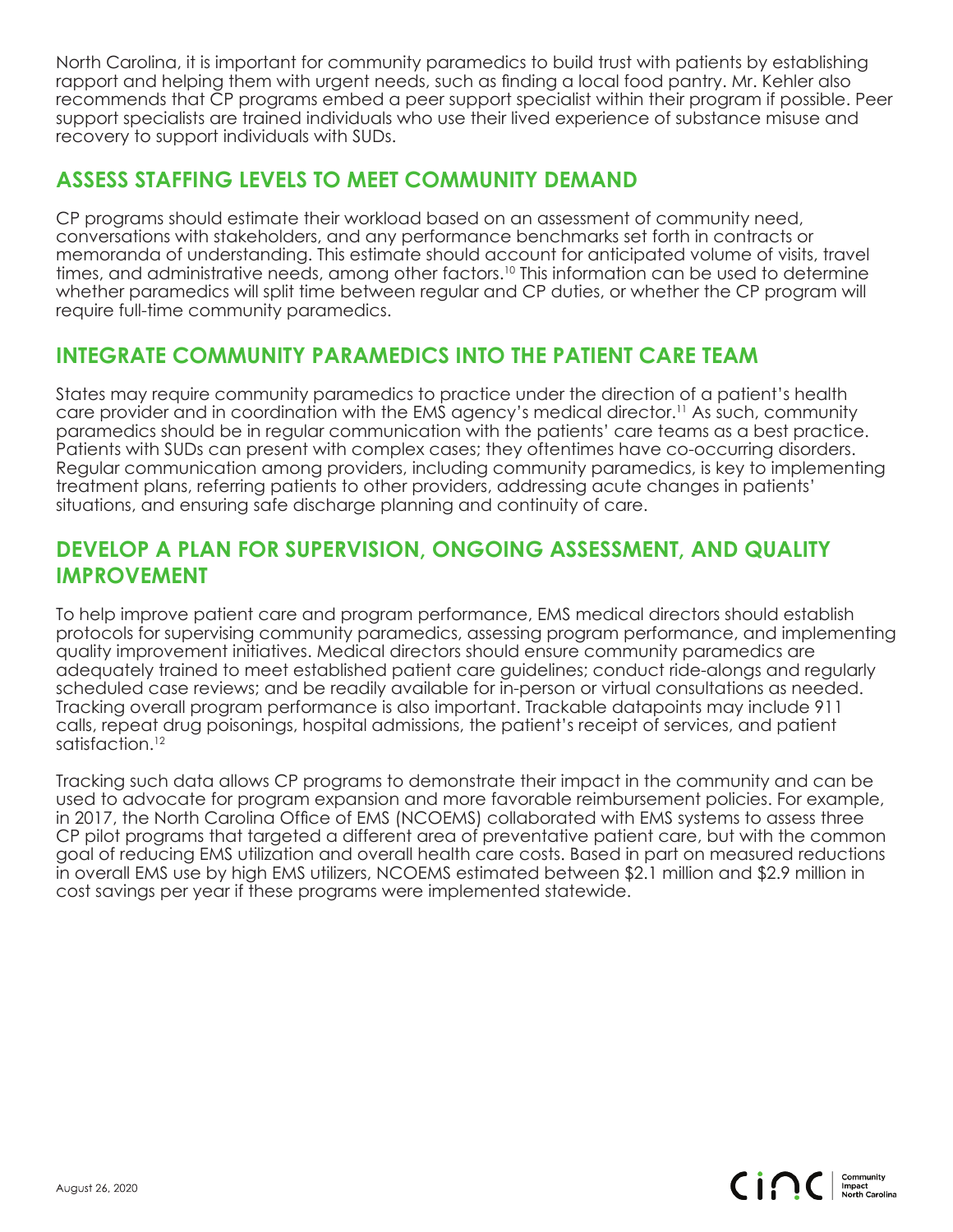North Carolina, it is important for community paramedics to build trust with patients by establishing rapport and helping them with urgent needs, such as finding a local food pantry. Mr. Kehler also recommends that CP programs embed a peer support specialist within their program if possible. Peer support specialists are trained individuals who use their lived experience of substance misuse and recovery to support individuals with SUDs.

## ASSESS STAFFING LEVELS TO MEET COMMUNITY DEMAND

CP programs should estimate their workload based on an assessment of community need, conversations with stakeholders, and any performance benchmarks set forth in contracts or memoranda of understanding. This estimate should account for anticipated volume of visits, travel times, and administrative needs, among other factors.[10] This information can be used to determine whether paramedics will split time between regular and CP duties, or whether the CP program will require full-time community paramedics.

## INTEGRATE COMMUNITY PARAMEDICS INTO THE PATIENT CARE TEAM

States may require community paramedics to practice under the direction of a patient's health care provider and in coordination with the EMS agency's medical director.[11] As such, community paramedics should be in regular communication with the patients' care teams as a best practice. Patients with SUDs can present with complex cases; they oftentimes have co-occurring disorders. Regular communication among providers, including community paramedics, is key to implementing treatment plans, referring patients to other providers, addressing acute changes in patients' situations, and ensuring safe discharge planning and continuity of care.

## DEVELOP A PLAN FOR SUPERVISION, ONGOING ASSESSMENT, AND QUALITY IMPROVEMENT

To help improve patient care and program performance, EMS medical directors should establish protocols for supervising community paramedics, assessing program performance, and implementing quality improvement initiatives. Medical directors should ensure community paramedics are adequately trained to meet established patient care guidelines; conduct ride-alongs and regularly scheduled case reviews; and be readily available for in-person or virtual consultations as needed. Tracking overall program performance is also important. Trackable datapoints may include 911 calls, repeat drug poisonings, hospital admissions, the patient's receipt of services, and patient satisfaction.[12]

Tracking such data allows CP programs to demonstrate their impact in the community and can be used to advocate for program expansion and more favorable reimbursement policies. For example, in 2017, the North Carolina Office of EMS (NCOEMS) collaborated with EMS systems to assess three CP pilot programs that targeted a different area of preventative patient care, but with the common goal of reducing EMS utilization and overall health care costs. Based in part on measured reductions in overall EMS use by high EMS utilizers, NCOEMS estimated between $2.1 million and $2.9 million in cost savings per year if these programs were implemented statewide.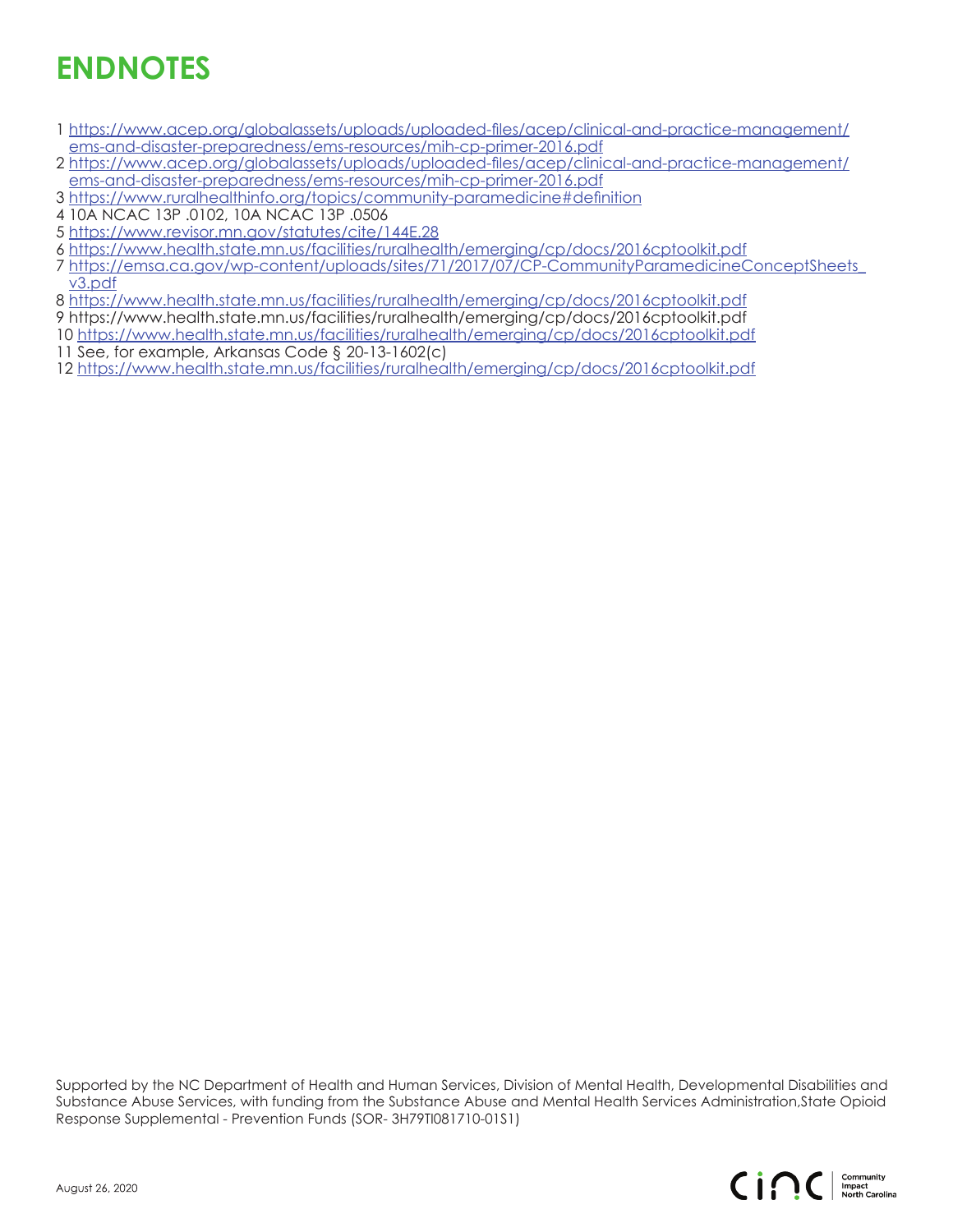# ENDNOTES

1 https://www.acep.org/globalassets/uploads/uploaded-files/acep/clinical-and-practice-management/ems-and-disaster-preparedness/ems-resources/mih-cp-primer-2016.pdf
2 https://www.acep.org/globalassets/uploads/uploaded-files/acep/clinical-and-practice-management/ems-and-disaster-preparedness/ems-resources/mih-cp-primer-2016.pdf
3 https://www.ruralhealthinfo.org/topics/community-paramedicine#definition
4 10A NCAC 13P .0102, 10A NCAC 13P .0506
5 https://www.revisor.mn.gov/statutes/cite/144E.28
6 https://www.health.state.mn.us/facilities/ruralhealth/emerging/cp/docs/2016cptoolkit.pdf
7 https://emsa.ca.gov/wp-content/uploads/sites/71/2017/07/CP-CommunityParamedicineConceptSheets_v3.pdf
8 https://www.health.state.mn.us/facilities/ruralhealth/emerging/cp/docs/2016cptoolkit.pdf
9 https://www.health.state.mn.us/facilities/ruralhealth/emerging/cp/docs/2016cptoolkit.pdf
10 https://www.health.state.mn.us/facilities/ruralhealth/emerging/cp/docs/2016cptoolkit.pdf
11 See, for example, Arkansas Code § 20-13-1602(c)
12 https://www.health.state.mn.us/facilities/ruralhealth/emerging/cp/docs/2016cptoolkit.pdf

Supported by the NC Department of Health and Human Services, Division of Mental Health, Developmental Disabilities and Substance Abuse Services, with funding from the Substance Abuse and Mental Health Services Administration,State Opioid Response Supplemental - Prevention Funds (SOR- 3H79TI081710-01S1)

August 26, 2020

CINC Community Impact North Carolina